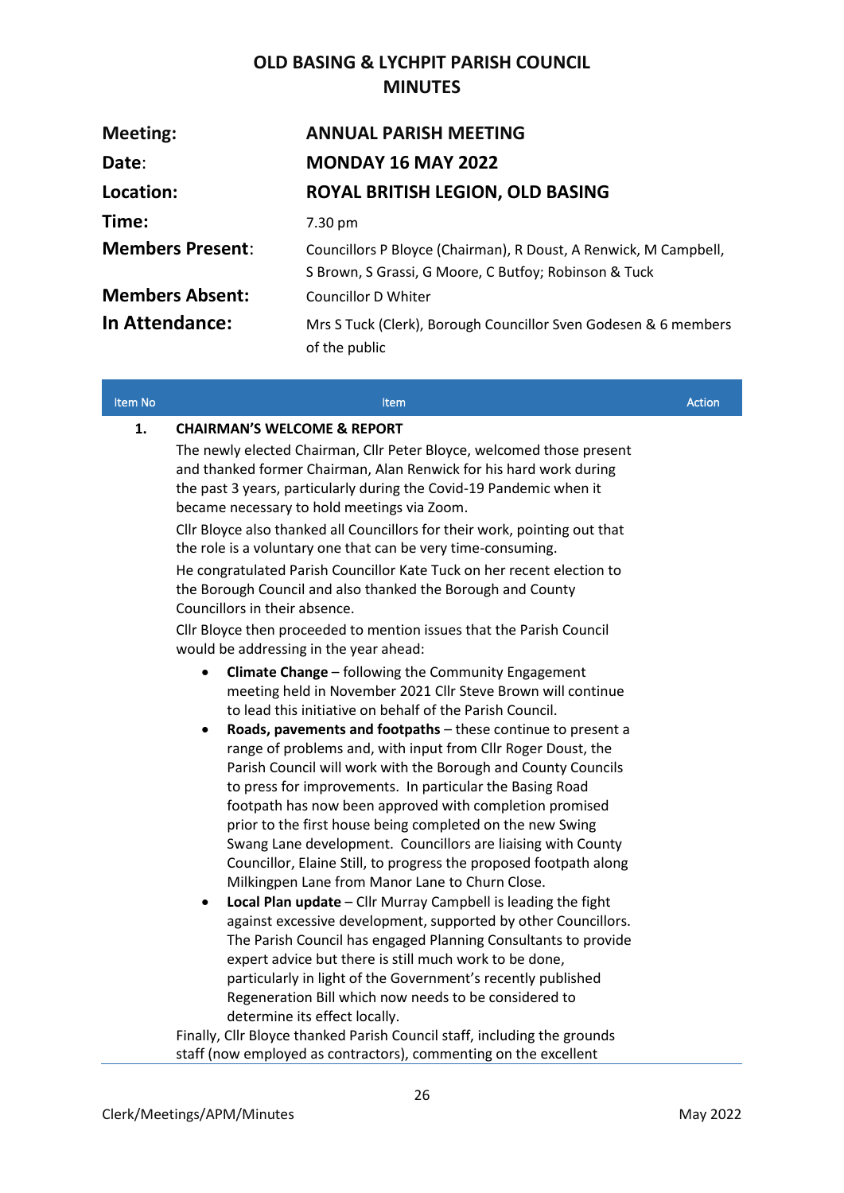# OLD BASING & LYCHPIT PARISH COUNCIL
## MINUTES

| | |
|---|---|
| **Meeting:** | **ANNUAL PARISH MEETING** |
| **Date:** | **MONDAY 16 MAY 2022** |
| **Location:** | **ROYAL BRITISH LEGION, OLD BASING** |
| **Time:** | 7.30 pm |
| **Members Present:** | Councillors P Bloyce (Chairman), R Doust, A Renwick, M Campbell, S Brown, S Grassi, G Moore, C Butfoy; Robinson & Tuck |
| **Members Absent:** | Councillor D Whiter |
| **In Attendance:** | Mrs S Tuck (Clerk), Borough Councillor Sven Godesen & 6 members of the public |

| Item No | Item | Action |
|---|---|---|
| **1.** | **CHAIRMAN'S WELCOME & REPORT** | |

The newly elected Chairman, Cllr Peter Bloyce, welcomed those present and thanked former Chairman, Alan Renwick for his hard work during the past 3 years, particularly during the Covid-19 Pandemic when it became necessary to hold meetings via Zoom.

Cllr Bloyce also thanked all Councillors for their work, pointing out that the role is a voluntary one that can be very time-consuming.

He congratulated Parish Councillor Kate Tuck on her recent election to the Borough Council and also thanked the Borough and County Councillors in their absence.

Cllr Bloyce then proceeded to mention issues that the Parish Council would be addressing in the year ahead:

- **Climate Change** – following the Community Engagement meeting held in November 2021 Cllr Steve Brown will continue to lead this initiative on behalf of the Parish Council.
- **Roads, pavements and footpaths** – these continue to present a range of problems and, with input from Cllr Roger Doust, the Parish Council will work with the Borough and County Councils to press for improvements. In particular the Basing Road footpath has now been approved with completion promised prior to the first house being completed on the new Swing Swang Lane development. Councillors are liaising with County Councillor, Elaine Still, to progress the proposed footpath along Milkingpen Lane from Manor Lane to Churn Close.
- **Local Plan update** – Cllr Murray Campbell is leading the fight against excessive development, supported by other Councillors. The Parish Council has engaged Planning Consultants to provide expert advice but there is still much work to be done, particularly in light of the Government's recently published Regeneration Bill which now needs to be considered to determine its effect locally.

Finally, Cllr Bloyce thanked Parish Council staff, including the grounds staff (now employed as contractors), commenting on the excellent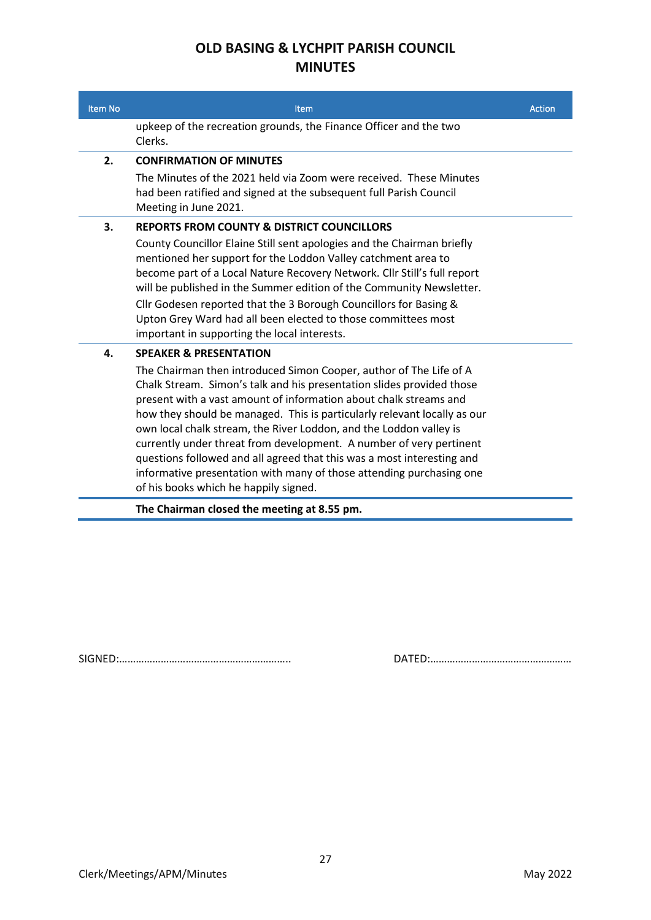# OLD BASING & LYCHPIT PARISH COUNCIL
# MINUTES

| Item No | Item | Action |
|---|---|---|
| | upkeep of the recreation grounds, the Finance Officer and the two Clerks. | |
| **2.** | **CONFIRMATION OF MINUTES**<br>The Minutes of the 2021 held via Zoom were received. These Minutes had been ratified and signed at the subsequent full Parish Council Meeting in June 2021. | |
| **3.** | **REPORTS FROM COUNTY & DISTRICT COUNCILLORS**<br>County Councillor Elaine Still sent apologies and the Chairman briefly mentioned her support for the Loddon Valley catchment area to become part of a Local Nature Recovery Network. Cllr Still's full report will be published in the Summer edition of the Community Newsletter.<br>Cllr Godesen reported that the 3 Borough Councillors for Basing & Upton Grey Ward had all been elected to those committees most important in supporting the local interests. | |
| **4.** | **SPEAKER & PRESENTATION**<br>The Chairman then introduced Simon Cooper, author of The Life of A Chalk Stream. Simon's talk and his presentation slides provided those present with a vast amount of information about chalk streams and how they should be managed. This is particularly relevant locally as our own local chalk stream, the River Loddon, and the Loddon valley is currently under threat from development. A number of very pertinent questions followed and all agreed that this was a most interesting and informative presentation with many of those attending purchasing one of his books which he happily signed. | |
| | **The Chairman closed the meeting at 8.55 pm.** | |

SIGNED:……………………………………………………..        DATED:……………………………………………